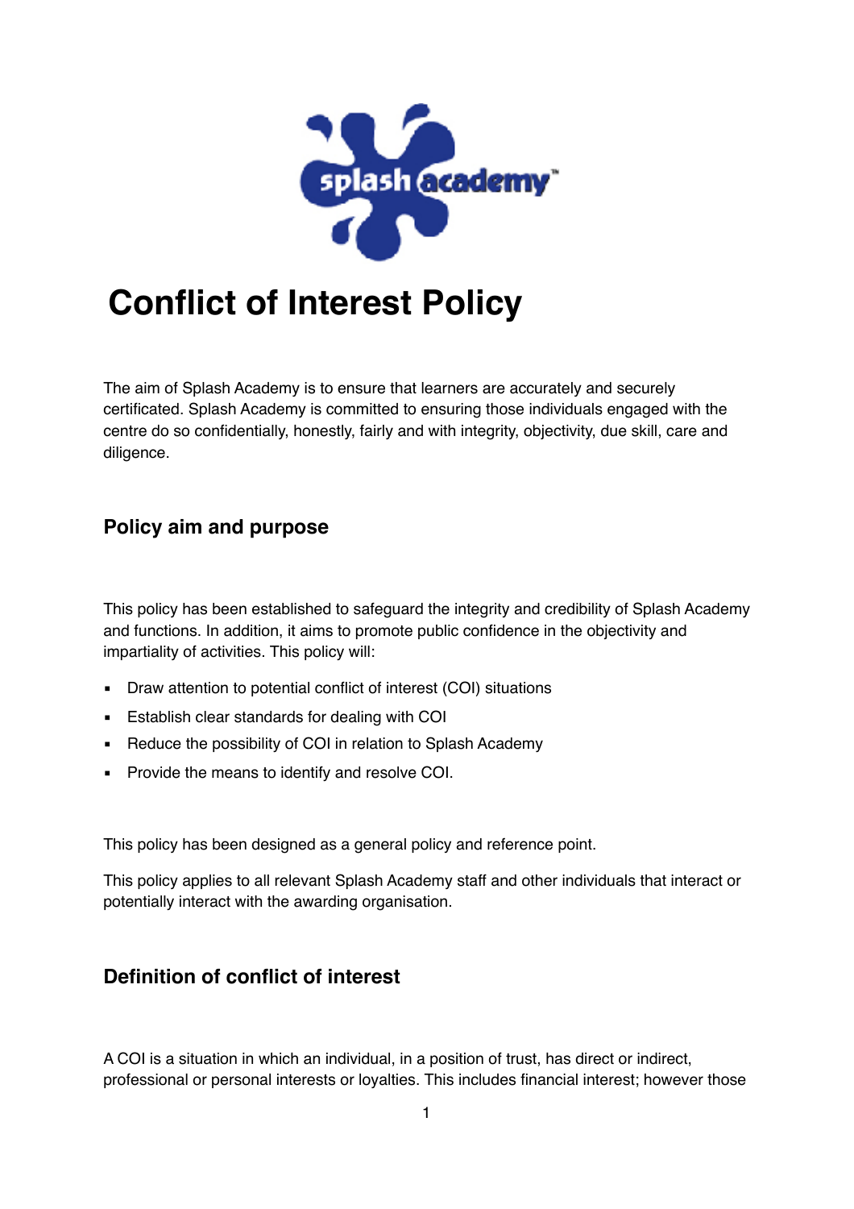# Conflict of Interest Policy

The aim of Splash Academy is to ensure that learners are accurately and securely certificated. Splash Academy is committed to ensuring those individuals engaged with the centre do so confidentially, honestly, fairly and with integrity, objectivity, due skill, care and diligence.

## Policy aim and purpose

This policy has been established to safeguard the integrity and credibility of Splash Academy and functions. In addition, it aims to promote public confidence in the objectivity and impartiality of activities. This policy will:

- Draw attention to potential conflict of interest (COI) situations
- Establish clear standards for dealing with COI
- Reduce the possibility of COI in relation to Splash Academy
- Provide the means to identify and resolve COI.

This policy has been designed as a general policy and reference point.

This policy applies to all relevant Splash Academy staff and other individuals that interact or potentially interact with the awarding organisation.

## Definition of conflict of interest

A COI is a situation in which an individual, in a position of trust, has direct or indirect, professional or personal interests or loyalties. This includes financial interest; however those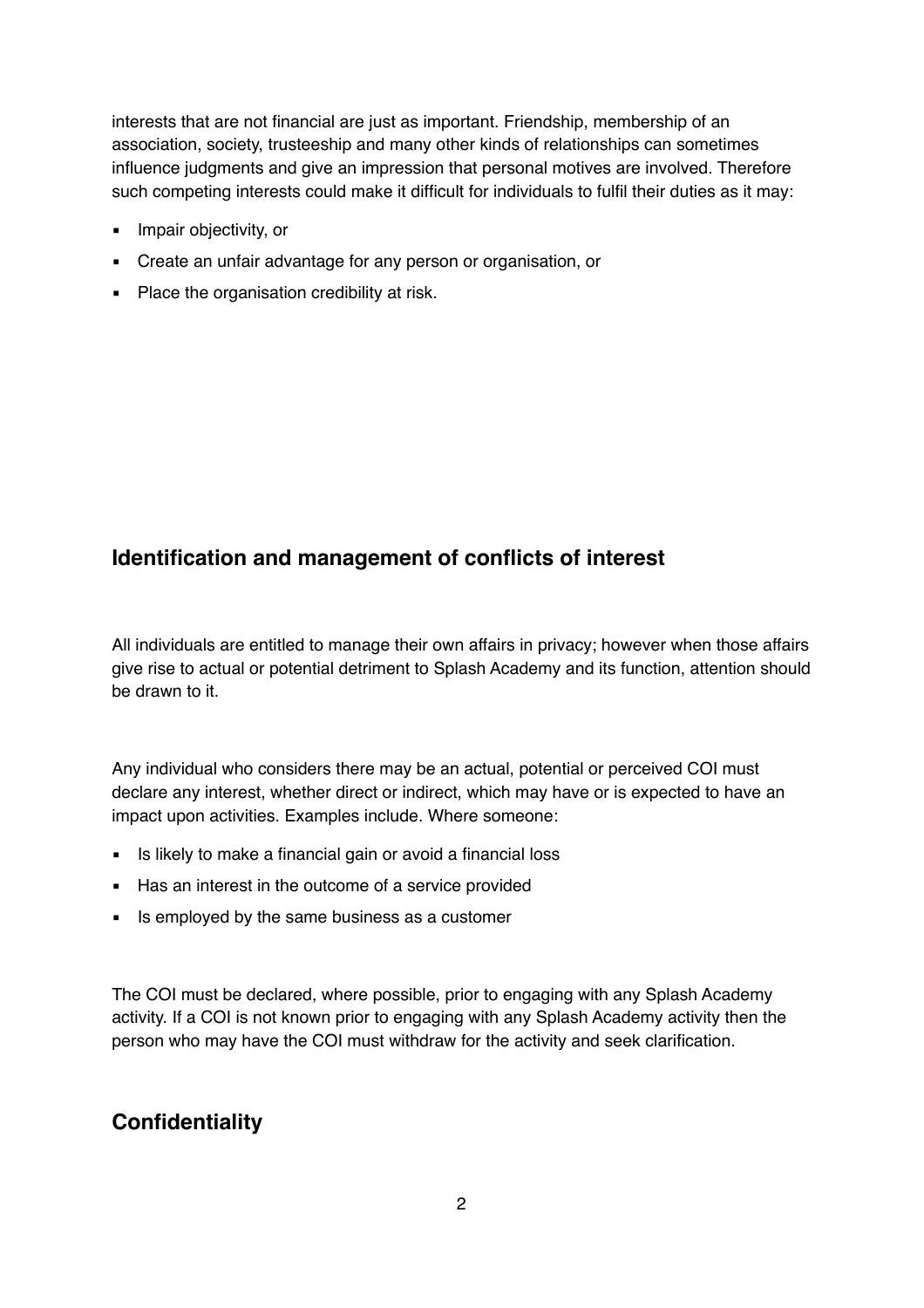interests that are not financial are just as important. Friendship, membership of an association, society, trusteeship and many other kinds of relationships can sometimes influence judgments and give an impression that personal motives are involved. Therefore such competing interests could make it difficult for individuals to fulfil their duties as it may:

- Impair objectivity, or
- Create an unfair advantage for any person or organisation, or
- Place the organisation credibility at risk.

## Identification and management of conflicts of interest

All individuals are entitled to manage their own affairs in privacy; however when those affairs give rise to actual or potential detriment to Splash Academy and its function, attention should be drawn to it.

Any individual who considers there may be an actual, potential or perceived COI must declare any interest, whether direct or indirect, which may have or is expected to have an impact upon activities. Examples include. Where someone:

- Is likely to make a financial gain or avoid a financial loss
- Has an interest in the outcome of a service provided
- Is employed by the same business as a customer

The COI must be declared, where possible, prior to engaging with any Splash Academy activity. If a COI is not known prior to engaging with any Splash Academy activity then the person who may have the COI must withdraw for the activity and seek clarification.

## Confidentiality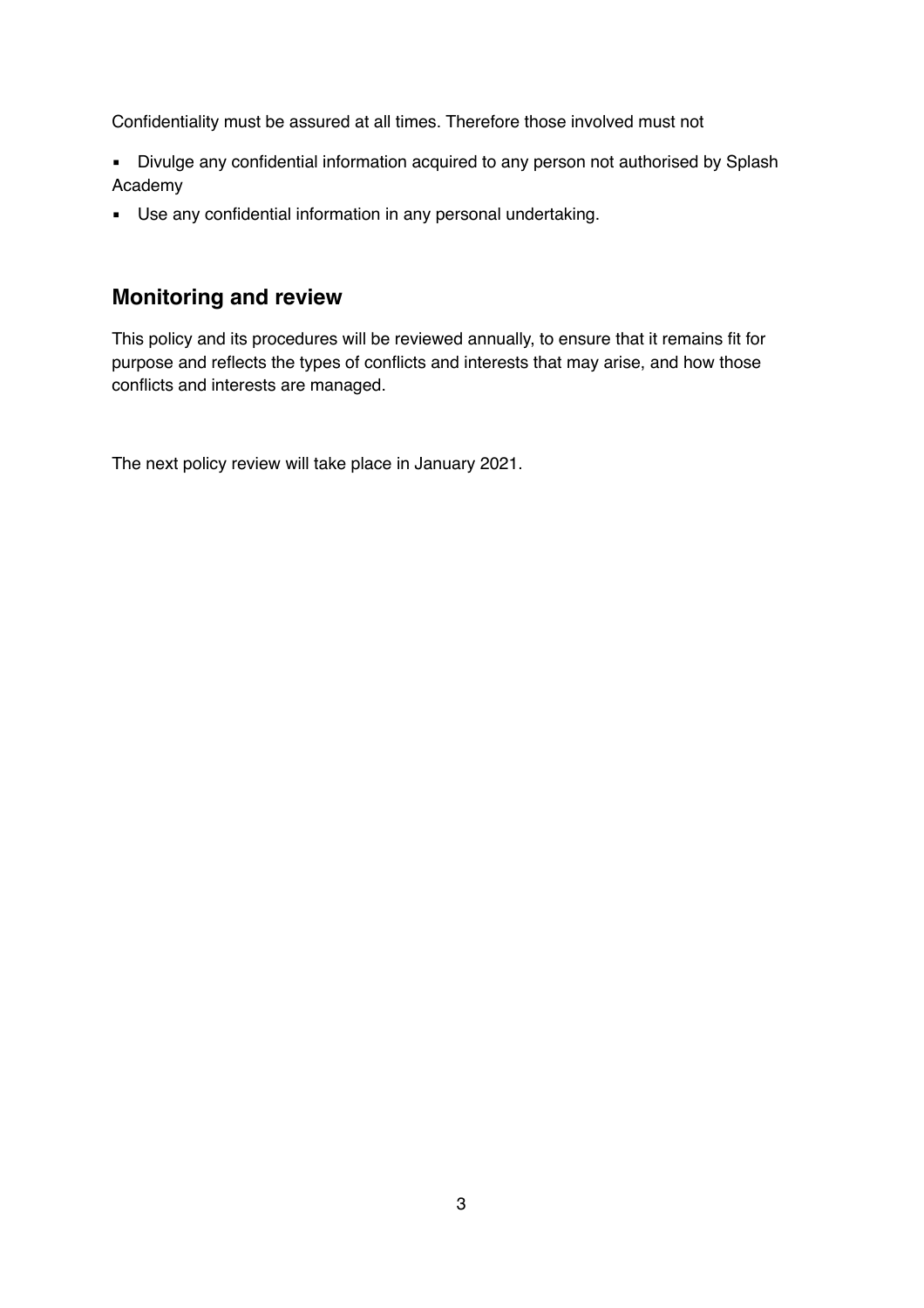Confidentiality must be assured at all times. Therefore those involved must not

- Divulge any confidential information acquired to any person not authorised by Splash Academy
- Use any confidential information in any personal undertaking.

## Monitoring and review

This policy and its procedures will be reviewed annually, to ensure that it remains fit for purpose and reflects the types of conflicts and interests that may arise, and how those conflicts and interests are managed.

The next policy review will take place in January 2021.